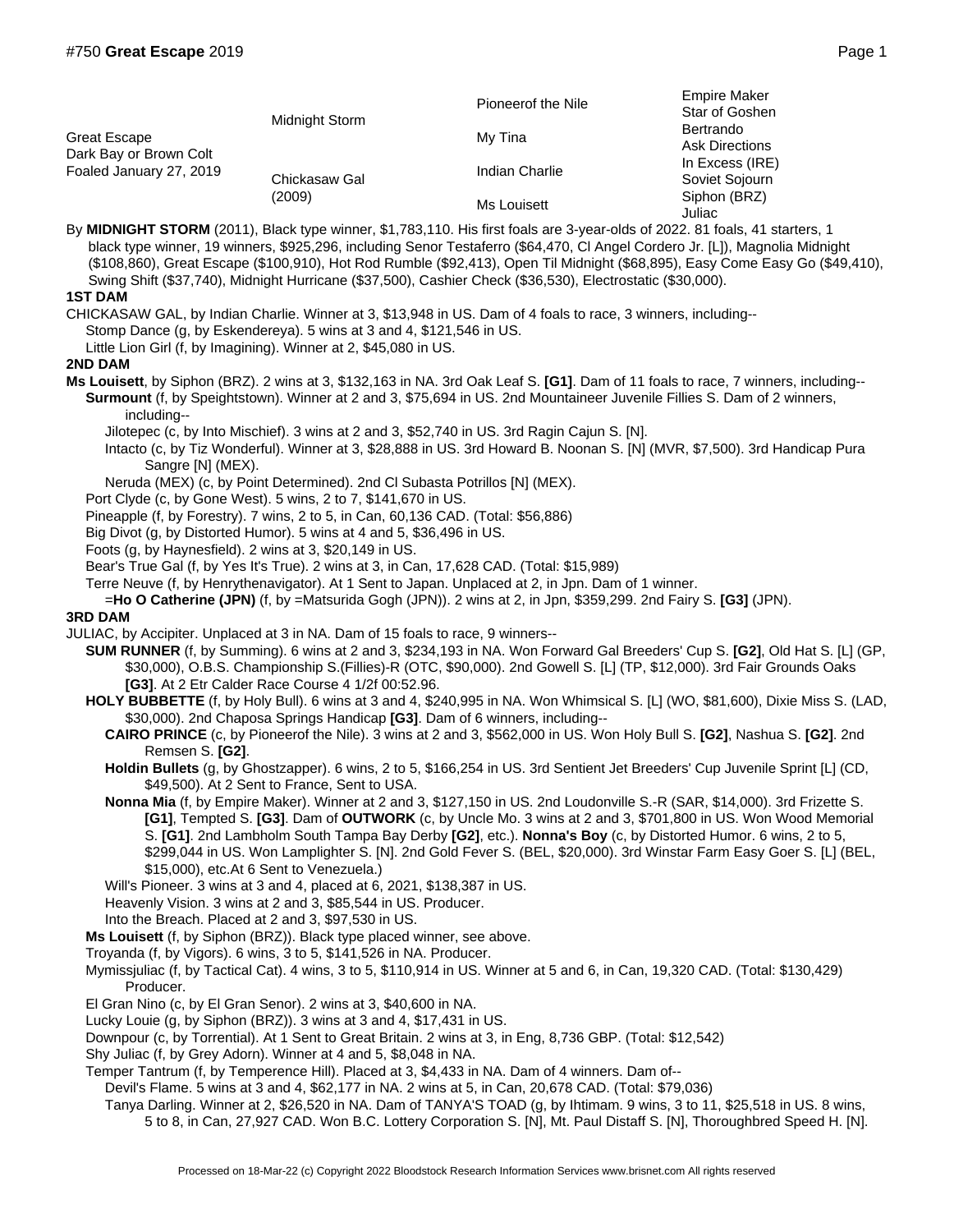#750 **Great Escape** 2019

| | | | |
|---|---|---|---|
| Great Escape | Midnight Storm | Pioneerof the Nile | Empire Maker |
| Dark Bay or Brown Colt | | | Star of Goshen |
| Foaled January 27, 2019 | | My Tina | Bertrando |
| | | | Ask Directions |
| | Chickasaw Gal (2009) | Indian Charlie | In Excess (IRE) |
| | | | Soviet Sojourn |
| | | Ms Louisett | Siphon (BRZ) |
| | | | Juliac |

By **MIDNIGHT STORM** (2011), Black type winner, $1,783,110. His first foals are 3-year-olds of 2022. 81 foals, 41 starters, 1 black type winner, 19 winners, $925,296, including Senor Testaferro ($64,470, Cl Angel Cordero Jr. [L]), Magnolia Midnight ($108,860), Great Escape ($100,910), Hot Rod Rumble ($92,413), Open Til Midnight ($68,895), Easy Come Easy Go ($49,410), Swing Shift ($37,740), Midnight Hurricane ($37,500), Cashier Check ($36,530), Electrostatic ($30,000).

**1ST DAM**

CHICKASAW GAL, by Indian Charlie. Winner at 3, $13,948 in US. Dam of 4 foals to race, 3 winners, including--

- Stomp Dance (g, by Eskendereya). 5 wins at 3 and 4, $121,546 in US.
- Little Lion Girl (f, by Imagining). Winner at 2, $45,080 in US.

**2ND DAM**

**Ms Louisett**, by Siphon (BRZ). 2 wins at 3, $132,163 in NA. 3rd Oak Leaf S. **[G1]**. Dam of 11 foals to race, 7 winners, including--

- **Surmount** (f, by Speightstown). Winner at 2 and 3, $75,694 in US. 2nd Mountaineer Juvenile Fillies S. Dam of 2 winners, including--
  - Jilotepec (c, by Into Mischief). 3 wins at 2 and 3, $52,740 in US. 3rd Ragin Cajun S. [N].
  - Intacto (c, by Tiz Wonderful). Winner at 3, $28,888 in US. 3rd Howard B. Noonan S. [N] (MVR, $7,500). 3rd Handicap Pura Sangre [N] (MEX).
  - Neruda (MEX) (c, by Point Determined). 2nd Cl Subasta Potrillos [N] (MEX).
- Port Clyde (c, by Gone West). 5 wins, 2 to 7, $141,670 in US.
- Pineapple (f, by Forestry). 7 wins, 2 to 5, in Can, 60,136 CAD. (Total: $56,886)
- Big Divot (g, by Distorted Humor). 5 wins at 4 and 5, $36,496 in US.
- Foots (g, by Haynesfield). 2 wins at 3, $20,149 in US.
- Bear's True Gal (f, by Yes It's True). 2 wins at 3, in Can, 17,628 CAD. (Total: $15,989)
- Terre Neuve (f, by Henrythenavigator). At 1 Sent to Japan. Unplaced at 2, in Jpn. Dam of 1 winner.
  - =**Ho O Catherine (JPN)** (f, by =Matsurida Gogh (JPN)). 2 wins at 2, in Jpn, $359,299. 2nd Fairy S. **[G3]** (JPN).

**3RD DAM**

JULIAC, by Accipiter. Unplaced at 3 in NA. Dam of 15 foals to race, 9 winners--

- **SUM RUNNER** (f, by Summing). 6 wins at 2 and 3, $234,193 in NA. Won Forward Gal Breeders' Cup S. **[G2]**, Old Hat S. [L] (GP, $30,000), O.B.S. Championship S.(Fillies)-R (OTC, $90,000). 2nd Gowell S. [L] (TP, $12,000). 3rd Fair Grounds Oaks **[G3]**. At 2 Etr Calder Race Course 4 1/2f 00:52.96.
- **HOLY BUBBETTE** (f, by Holy Bull). 6 wins at 3 and 4, $240,995 in NA. Won Whimsical S. [L] (WO, $81,600), Dixie Miss S. (LAD, $30,000). 2nd Chaposa Springs Handicap **[G3]**. Dam of 6 winners, including--
  - **CAIRO PRINCE** (c, by Pioneerof the Nile). 3 wins at 2 and 3, $562,000 in US. Won Holy Bull S. **[G2]**, Nashua S. **[G2]**. 2nd Remsen S. **[G2]**.
  - **Holdin Bullets** (g, by Ghostzapper). 6 wins, 2 to 5, $166,254 in US. 3rd Sentient Jet Breeders' Cup Juvenile Sprint [L] (CD, $49,500). At 2 Sent to France, Sent to USA.
  - **Nonna Mia** (f, by Empire Maker). Winner at 2 and 3, $127,150 in US. 2nd Loudonville S.-R (SAR, $14,000). 3rd Frizette S. **[G1]**, Tempted S. **[G3]**. Dam of **OUTWORK** (c, by Uncle Mo. 3 wins at 2 and 3, $701,800 in US. Won Wood Memorial S. **[G1]**. 2nd Lambholm South Tampa Bay Derby **[G2]**, etc.). **Nonna's Boy** (c, by Distorted Humor. 6 wins, 2 to 5, $299,044 in US. Won Lamplighter S. [N]. 2nd Gold Fever S. (BEL, $20,000). 3rd Winstar Farm Easy Goer S. [L] (BEL, $15,000), etc.At 6 Sent to Venezuela.)
  - Will's Pioneer. 3 wins at 3 and 4, placed at 6, 2021, $138,387 in US.
  - Heavenly Vision. 3 wins at 2 and 3, $85,544 in US. Producer.
  - Into the Breach. Placed at 2 and 3, $97,530 in US.
- **Ms Louisett** (f, by Siphon (BRZ)). Black type placed winner, see above.
- Troyanda (f, by Vigors). 6 wins, 3 to 5, $141,526 in NA. Producer.
- Mymissjuliac (f, by Tactical Cat). 4 wins, 3 to 5, $110,914 in US. Winner at 5 and 6, in Can, 19,320 CAD. (Total: $130,429) Producer.
- El Gran Nino (c, by El Gran Senor). 2 wins at 3, $40,600 in NA.
- Lucky Louie (g, by Siphon (BRZ)). 3 wins at 3 and 4, $17,431 in US.
- Downpour (c, by Torrential). At 1 Sent to Great Britain. 2 wins at 3, in Eng, 8,736 GBP. (Total: $12,542)
- Shy Juliac (f, by Grey Adorn). Winner at 4 and 5, $8,048 in NA.
- Temper Tantrum (f, by Temperence Hill). Placed at 3, $4,433 in NA. Dam of 4 winners. Dam of--
  - Devil's Flame. 5 wins at 3 and 4, $62,177 in NA. 2 wins at 5, in Can, 20,678 CAD. (Total: $79,036)
  - Tanya Darling. Winner at 2, $26,520 in NA. Dam of TANYA'S TOAD (g, by Ihtimam. 9 wins, 3 to 11, $25,518 in US. 8 wins, 5 to 8, in Can, 27,927 CAD. Won B.C. Lottery Corporation S. [N], Mt. Paul Distaff S. [N], Thoroughbred Speed H. [N].

Processed on 18-Mar-22 (c) Copyright 2022 Bloodstock Research Information Services www.brisnet.com All rights reserved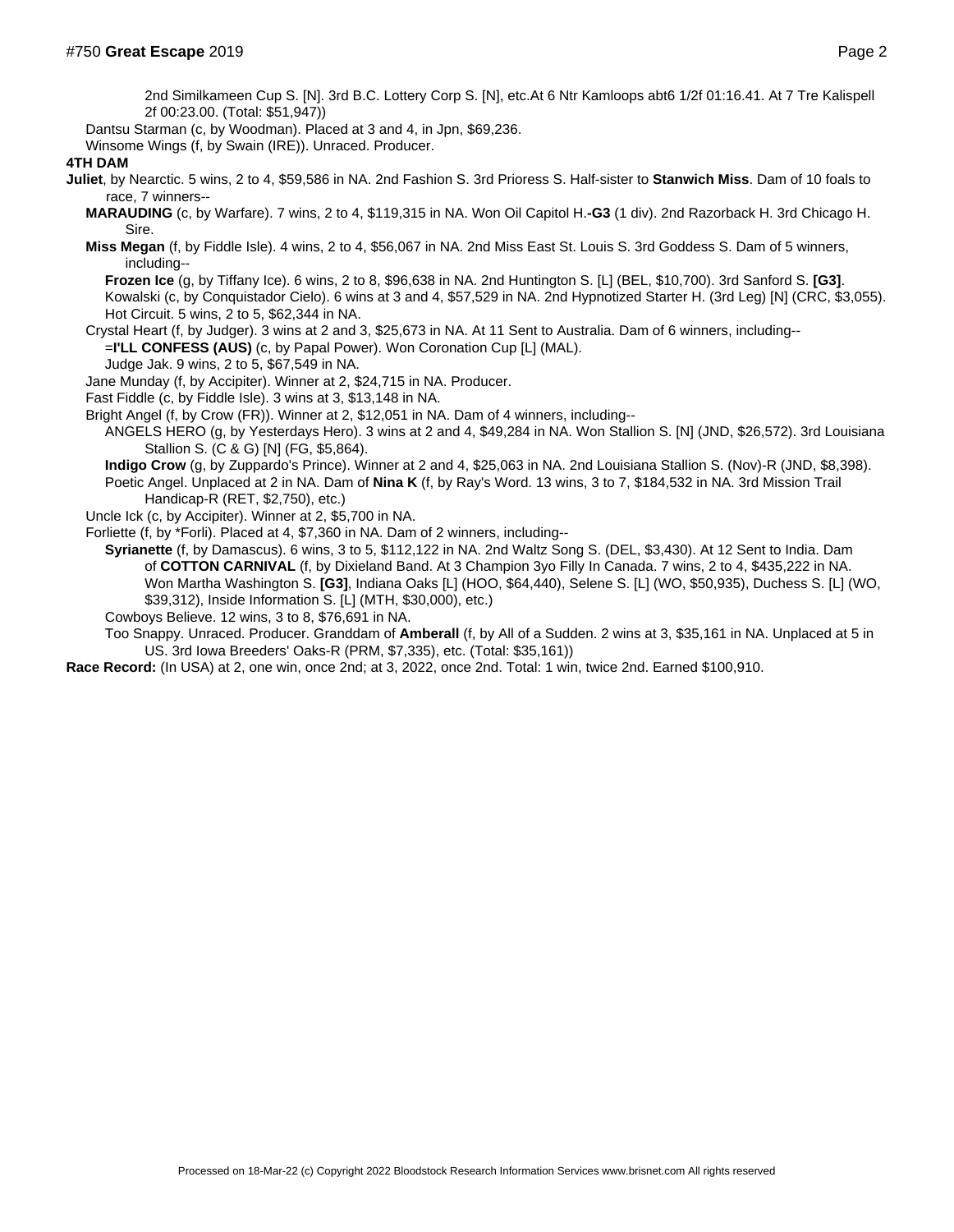2nd Similkameen Cup S. [N]. 3rd B.C. Lottery Corp S. [N], etc.At 6 Ntr Kamloops abt6 1/2f 01:16.41. At 7 Tre Kalispell 2f 00:23.00. (Total: $51,947))

Dantsu Starman (c, by Woodman). Placed at 3 and 4, in Jpn, $69,236.

Winsome Wings (f, by Swain (IRE)). Unraced. Producer.

**4TH DAM**

**Juliet**, by Nearctic. 5 wins, 2 to 4, $59,586 in NA. 2nd Fashion S. 3rd Prioress S. Half-sister to **Stanwich Miss**. Dam of 10 foals to race, 7 winners--

**MARAUDING** (c, by Warfare). 7 wins, 2 to 4, $119,315 in NA. Won Oil Capitol H.**-G3** (1 div). 2nd Razorback H. 3rd Chicago H. Sire.

**Miss Megan** (f, by Fiddle Isle). 4 wins, 2 to 4, $56,067 in NA. 2nd Miss East St. Louis S. 3rd Goddess S. Dam of 5 winners, including--

**Frozen Ice** (g, by Tiffany Ice). 6 wins, 2 to 8, $96,638 in NA. 2nd Huntington S. [L] (BEL, $10,700). 3rd Sanford S. **[G3]**.

Kowalski (c, by Conquistador Cielo). 6 wins at 3 and 4, $57,529 in NA. 2nd Hypnotized Starter H. (3rd Leg) [N] (CRC, $3,055).

Hot Circuit. 5 wins, 2 to 5, $62,344 in NA.

Crystal Heart (f, by Judger). 3 wins at 2 and 3, $25,673 in NA. At 11 Sent to Australia. Dam of 6 winners, including--

=**I'LL CONFESS (AUS)** (c, by Papal Power). Won Coronation Cup [L] (MAL).

Judge Jak. 9 wins, 2 to 5, $67,549 in NA.

Jane Munday (f, by Accipiter). Winner at 2, $24,715 in NA. Producer.

Fast Fiddle (c, by Fiddle Isle). 3 wins at 3, $13,148 in NA.

Bright Angel (f, by Crow (FR)). Winner at 2, $12,051 in NA. Dam of 4 winners, including--

ANGELS HERO (g, by Yesterdays Hero). 3 wins at 2 and 4, $49,284 in NA. Won Stallion S. [N] (JND, $26,572). 3rd Louisiana Stallion S. (C & G) [N] (FG, $5,864).

**Indigo Crow** (g, by Zuppardo's Prince). Winner at 2 and 4, $25,063 in NA. 2nd Louisiana Stallion S. (Nov)-R (JND, $8,398).

Poetic Angel. Unplaced at 2 in NA. Dam of **Nina K** (f, by Ray's Word. 13 wins, 3 to 7, $184,532 in NA. 3rd Mission Trail Handicap-R (RET, $2,750), etc.)

Uncle Ick (c, by Accipiter). Winner at 2, $5,700 in NA.

Forliette (f, by *Forli). Placed at 4, $7,360 in NA. Dam of 2 winners, including--

**Syrianette** (f, by Damascus). 6 wins, 3 to 5, $112,122 in NA. 2nd Waltz Song S. (DEL, $3,430). At 12 Sent to India. Dam of **COTTON CARNIVAL** (f, by Dixieland Band. At 3 Champion 3yo Filly In Canada. 7 wins, 2 to 4, $435,222 in NA. Won Martha Washington S. **[G3]**, Indiana Oaks [L] (HOO, $64,440), Selene S. [L] (WO, $50,935), Duchess S. [L] (WO, $39,312), Inside Information S. [L] (MTH, $30,000), etc.)

Cowboys Believe. 12 wins, 3 to 8, $76,691 in NA.

Too Snappy. Unraced. Producer. Granddam of **Amberall** (f, by All of a Sudden. 2 wins at 3, $35,161 in NA. Unplaced at 5 in US. 3rd Iowa Breeders' Oaks-R (PRM, $7,335), etc. (Total: $35,161))

**Race Record:** (In USA) at 2, one win, once 2nd; at 3, 2022, once 2nd. Total: 1 win, twice 2nd. Earned $100,910.